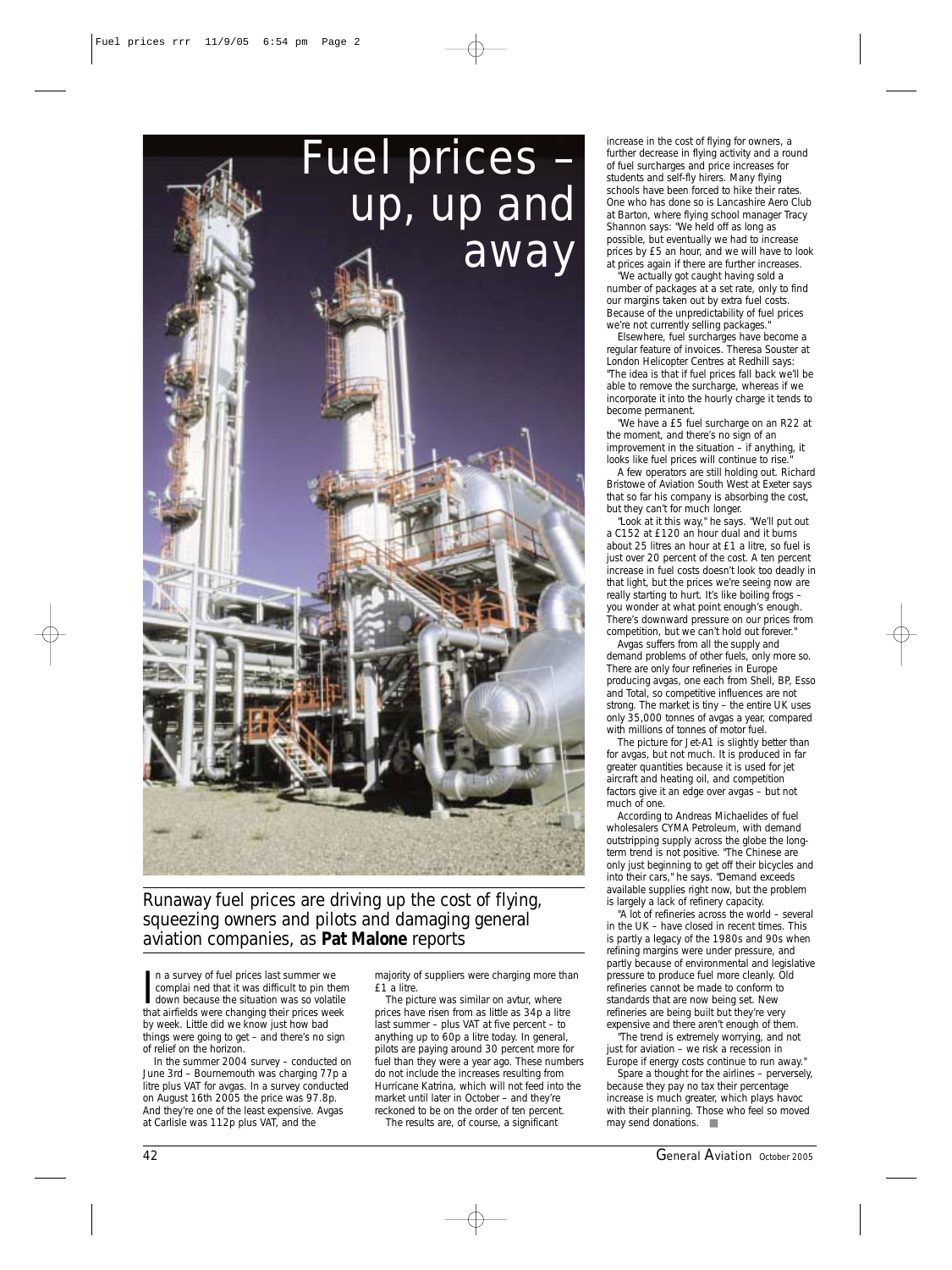# Fuel prices – up, up and away

Runaway fuel prices are driving up the cost of flying, squeezing owners and pilots and damaging general aviation companies, as **Pat Malone** reports

In a survey of fuel prices last summer we complained that it was difficult to pin them down because the situation was so volatile that airfields were changing their prices week by week. Little did we know just how bad things were going to get – and there's no sign of relief on the horizon.

In the summer 2004 survey – conducted on June 3rd – Bournemouth was charging 77p a litre plus VAT for avgas. In a survey conducted on August 16th 2005 the price was 97.8p. And they're one of the least expensive. Avgas at Carlisle was 112p plus VAT, and the majority of suppliers were charging more than £1 a litre.

The picture was similar on avtur, where prices have risen from as little as 34p a litre last summer – plus VAT at five percent – to anything up to 60p a litre today. In general, pilots are paying around 30 percent more for fuel than they were a year ago. These numbers do not include the increases resulting from Hurricane Katrina, which will not feed into the market until later in October – and they're reckoned to be on the order of ten percent.

The results are, of course, a significant increase in the cost of flying for owners, a further decrease in flying activity and a round of fuel surcharges and price increases for students and self-fly hirers. Many flying schools have been forced to hike their rates. One who has done so is Lancashire Aero Club at Barton, where flying school manager Tracy Shannon says: "We held off as long as possible, but eventually we had to increase prices by £5 an hour, and we will have to look at prices again if there are further increases.

"We actually got caught having sold a number of packages at a set rate, only to find our margins taken out by extra fuel costs. Because of the unpredictability of fuel prices we're not currently selling packages."

Elsewhere, fuel surcharges have become a regular feature of invoices. Theresa Souster at London Helicopter Centres at Redhill says: "The idea is that if fuel prices fall back we'll be able to remove the surcharge, whereas if we incorporate it into the hourly charge it tends to become permanent.

"We have a £5 fuel surcharge on an R22 at the moment, and there's no sign of an improvement in the situation – if anything, it looks like fuel prices will continue to rise."

A few operators are still holding out. Richard Bristowe of Aviation South West at Exeter says that so far his company is absorbing the cost, but they can't for much longer.

"Look at it this way," he says. "We'll put out a C152 at £120 an hour dual and it burns about 25 litres an hour at £1 a litre, so fuel is just over 20 percent of the cost. A ten percent increase in fuel costs doesn't look too deadly in that light, but the prices we're seeing now are really starting to hurt. It's like boiling frogs – you wonder at what point enough's enough. There's downward pressure on our prices from competition, but we can't hold out forever."

Avgas suffers from all the supply and demand problems of other fuels, only more so. There are only four refineries in Europe producing avgas, one each from Shell, BP, Esso and Total, so competitive influences are not strong. The market is tiny – the entire UK uses only 35,000 tonnes of avgas a year, compared with millions of tonnes of motor fuel.

The picture for Jet-A1 is slightly better than for avgas, but not much. It is produced in far greater quantities because it is used for jet aircraft and heating oil, and competition factors give it an edge over avgas – but not much of one.

According to Andreas Michaelides of fuel wholesalers CYMA Petroleum, with demand outstripping supply across the globe the long-term trend is not positive. "The Chinese are only just beginning to get off their bicycles and into their cars," he says. "Demand exceeds available supplies right now, but the problem is largely a lack of refinery capacity.

"A lot of refineries across the world – several in the UK – have closed in recent times. This is partly a legacy of the 1980s and 90s when refining margins were under pressure, and partly because of environmental and legislative pressure to produce fuel more cleanly. Old refineries cannot be made to conform to standards that are now being set. New refineries are being built but they're very expensive and there aren't enough of them.

"The trend is extremely worrying, and not just for aviation – we risk a recession in Europe if energy costs continue to run away."

Spare a thought for the airlines – perversely, because they pay no tax their percentage increase is much greater, which plays havoc with their planning. Those who feel so moved may send donations. ■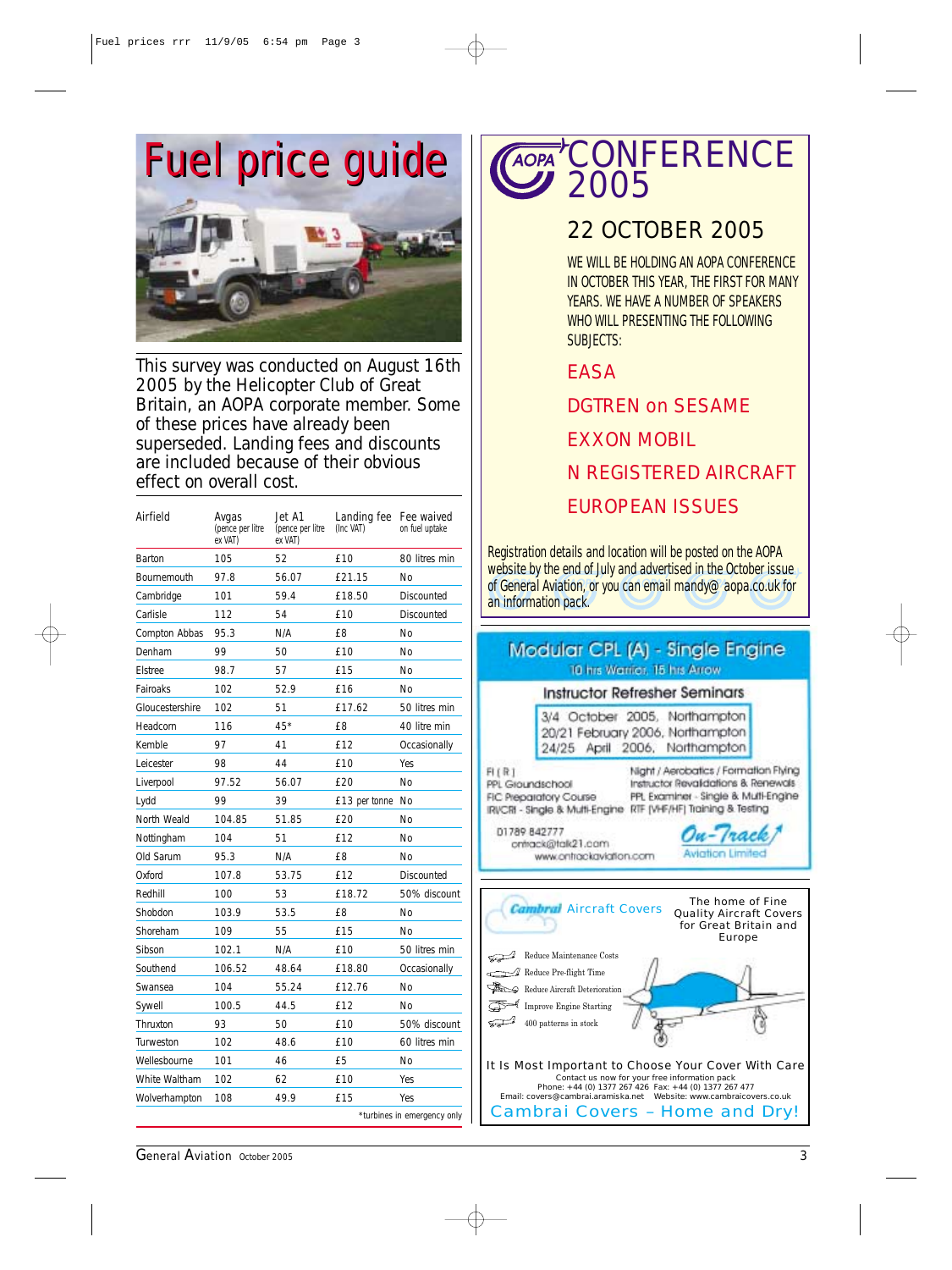# Fuel price guide

This survey was conducted on August 16th 2005 by the Helicopter Club of Great Britain, an AOPA corporate member. Some of these prices have already been superseded. Landing fees and discounts are included because of their obvious effect on overall cost.

| Airfield | Avgas (pence per litre ex VAT) | Jet A1 (pence per litre ex VAT) | Landing fee (Inc VAT) | Fee waived on fuel uptake |
|---|---|---|---|---|
| Barton | 105 | 52 | £10 | 80 litres min |
| Bournemouth | 97.8 | 56.07 | £21.15 | No |
| Cambridge | 101 | 59.4 | £18.50 | Discounted |
| Carlisle | 112 | 54 | £10 | Discounted |
| Compton Abbas | 95.3 | N/A | £8 | No |
| Denham | 99 | 50 | £10 | No |
| Elstree | 98.7 | 57 | £15 | No |
| Fairoaks | 102 | 52.9 | £16 | No |
| Gloucestershire | 102 | 51 | £17.62 | 50 litres min |
| Headcorn | 116 | 45* | £8 | 40 litre min |
| Kemble | 97 | 41 | £12 | Occasionally |
| Leicester | 98 | 44 | £10 | Yes |
| Liverpool | 97.52 | 56.07 | £20 | No |
| Lydd | 99 | 39 | £13 per tonne | No |
| North Weald | 104.85 | 51.85 | £20 | No |
| Nottingham | 104 | 51 | £12 | No |
| Old Sarum | 95.3 | N/A | £8 | No |
| Oxford | 107.8 | 53.75 | £12 | Discounted |
| Redhill | 100 | 53 | £18.72 | 50% discount |
| Shobdon | 103.9 | 53.5 | £8 | No |
| Shoreham | 109 | 55 | £15 | No |
| Sibson | 102.1 | N/A | £10 | 50 litres min |
| Southend | 106.52 | 48.64 | £18.80 | Occasionally |
| Swansea | 104 | 55.24 | £12.76 | No |
| Sywell | 100.5 | 44.5 | £12 | No |
| Thruxton | 93 | 50 | £10 | 50% discount |
| Turweston | 102 | 48.6 | £10 | 60 litres min |
| Wellesbourne | 101 | 46 | £5 | No |
| White Waltham | 102 | 62 | £10 | Yes |
| Wolverhampton | 108 | 49.9 | £15 | Yes |

*turbines in emergency only

# AOPA CONFERENCE 2005

## 22 OCTOBER 2005

WE WILL BE HOLDING AN AOPA CONFERENCE IN OCTOBER THIS YEAR, THE FIRST FOR MANY YEARS. WE HAVE A NUMBER OF SPEAKERS WHO WILL PRESENTING THE FOLLOWING SUBJECTS:

EASA

DGTREN on SESAME

EXXON MOBIL

N REGISTERED AIRCRAFT

EUROPEAN ISSUES

Registration details and location will be posted on the AOPA website by the end of July and advertised in the October issue of General Aviation, or you can email mandy@ aopa.co.uk for an information pack.

## Modular CPL (A) - Single Engine

10 hrs Warrior, 15 hrs Arrow

### Instructor Refresher Seminars

3/4 October 2005, Northampton
20/21 February 2006, Northampton
24/25 April 2006, Northampton

FI (R)
PPL Groundschool
FIC Preparatory Course
IR/CRI - Single & Multi-Engine

Night / Aerobatics / Formation Flying
Instructor Revalidations & Renewals
PPL Examiner - Single & Multi-Engine
RTF (VHF/HF) Training & Testing

01789 842777
ontrack@talk21.com
www.ontrackaviation.com

On-Track Aviation Limited

## Cambrai Aircraft Covers

The home of Fine Quality Aircraft Covers for Great Britain and Europe

- Reduce Maintenance Costs
- Reduce Pre-flight Time
- Reduce Aircraft Deterioration
- Improve Engine Starting
- 400 patterns in stock

It Is Most Important to Choose Your Cover With Care

Contact us now for your free information pack
Phone: +44 (0) 1377 267 426 Fax: +44 (0) 1377 267 477
Email: covers@cambrai.aramiska.net Website: www.cambraicovers.co.uk

Cambrai Covers – Home and Dry!